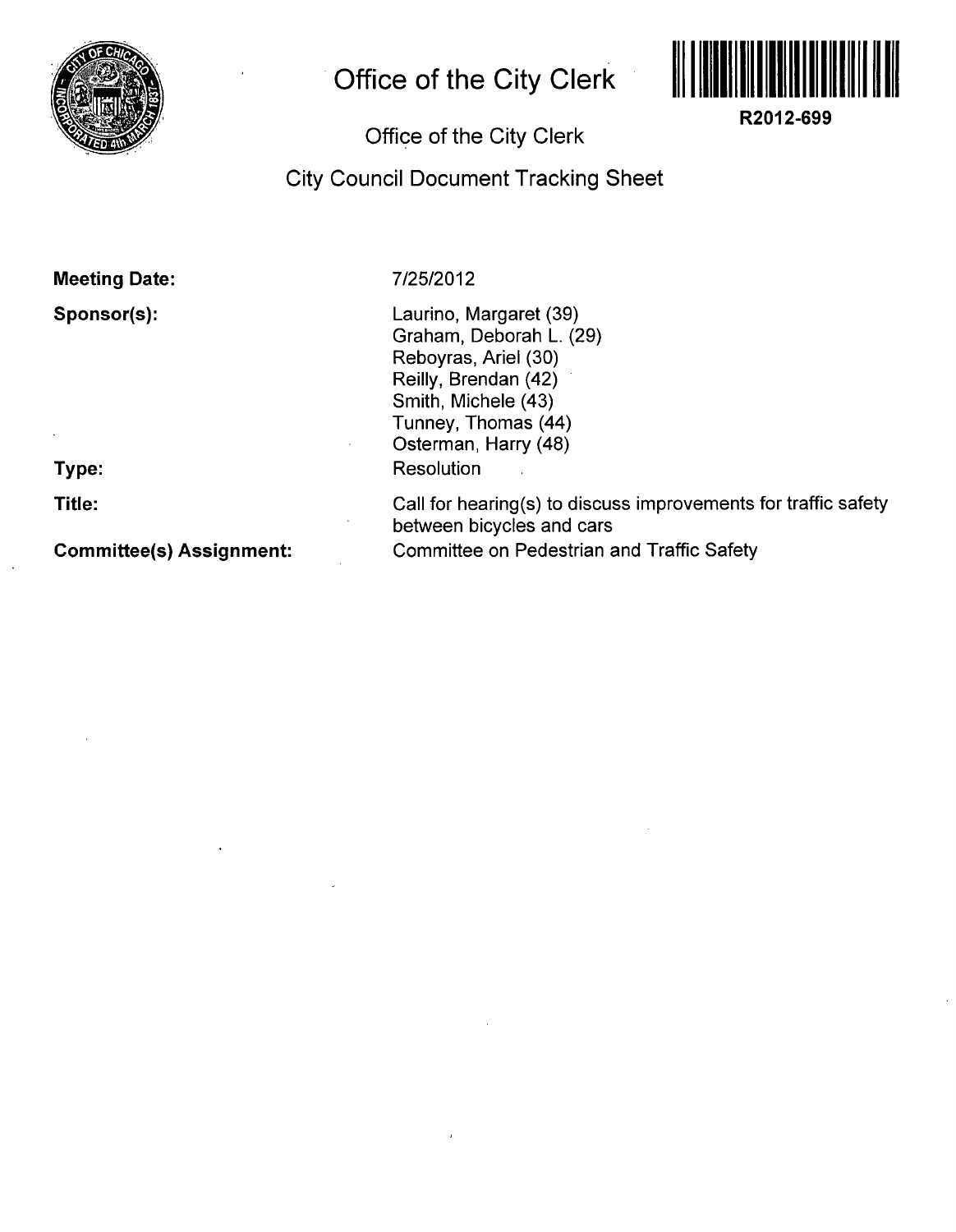# Office of the City Clerk

R2012-699

## Office of the City Clerk

## City Council Document Tracking Sheet

**Meeting Date:** 7/25/2012

**Sponsor(s):**
Laurino, Margaret (39)
Graham, Deborah L. (29)
Reboyras, Ariel (30)
Reilly, Brendan (42)
Smith, Michele (43)
Tunney, Thomas (44)
Osterman, Harry (48)

**Type:** Resolution

**Title:** Call for hearing(s) to discuss improvements for traffic safety between bicycles and cars

**Committee(s) Assignment:** Committee on Pedestrian and Traffic Safety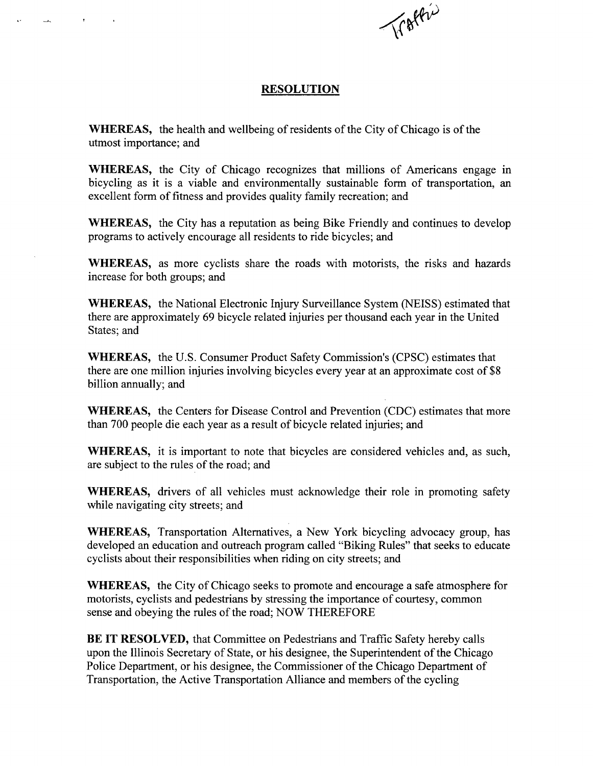# RESOLUTION

**WHEREAS,** the health and wellbeing of residents of the City of Chicago is of the utmost importance; and

**WHEREAS,** the City of Chicago recognizes that millions of Americans engage in bicycling as it is a viable and environmentally sustainable form of transportation, an excellent form of fitness and provides quality family recreation; and

**WHEREAS,** the City has a reputation as being Bike Friendly and continues to develop programs to actively encourage all residents to ride bicycles; and

**WHEREAS,** as more cyclists share the roads with motorists, the risks and hazards increase for both groups; and

**WHEREAS,** the National Electronic Injury Surveillance System (NEISS) estimated that there are approximately 69 bicycle related injuries per thousand each year in the United States; and

**WHEREAS,** the U.S. Consumer Product Safety Commission's (CPSC) estimates that there are one million injuries involving bicycles every year at an approximate cost of $8 billion annually; and

**WHEREAS,** the Centers for Disease Control and Prevention (CDC) estimates that more than 700 people die each year as a result of bicycle related injuries; and

**WHEREAS,** it is important to note that bicycles are considered vehicles and, as such, are subject to the rules of the road; and

**WHEREAS,** drivers of all vehicles must acknowledge their role in promoting safety while navigating city streets; and

**WHEREAS,** Transportation Alternatives, a New York bicycling advocacy group, has developed an education and outreach program called "Biking Rules" that seeks to educate cyclists about their responsibilities when riding on city streets; and

**WHEREAS,** the City of Chicago seeks to promote and encourage a safe atmosphere for motorists, cyclists and pedestrians by stressing the importance of courtesy, common sense and obeying the rules of the road; NOW THEREFORE

**BE IT RESOLVED,** that Committee on Pedestrians and Traffic Safety hereby calls upon the Illinois Secretary of State, or his designee, the Superintendent of the Chicago Police Department, or his designee, the Commissioner of the Chicago Department of Transportation, the Active Transportation Alliance and members of the cycling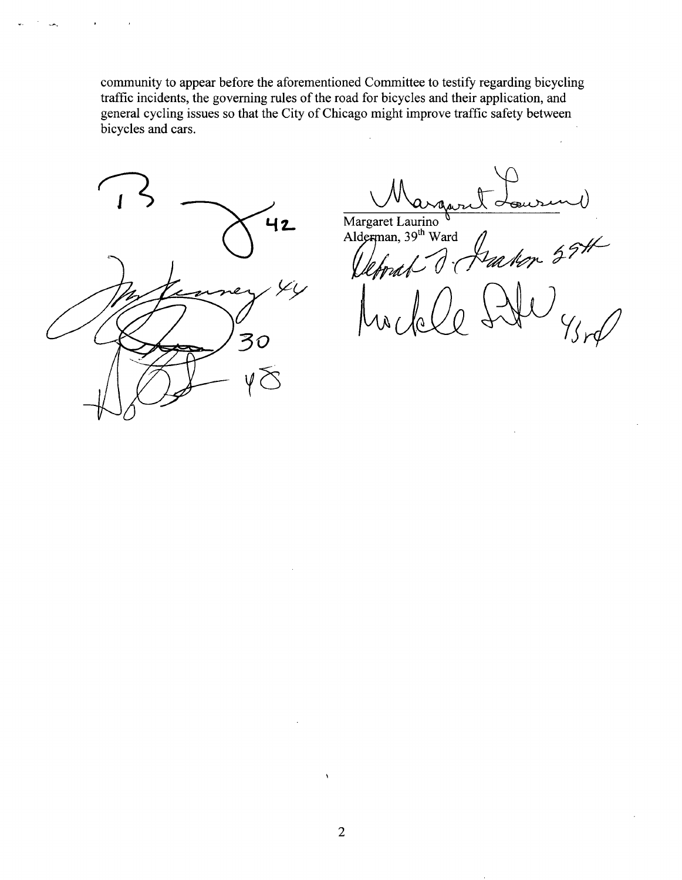community to appear before the aforementioned Committee to testify regarding bicycling traffic incidents, the governing rules of the road for bicycles and their application, and general cycling issues so that the City of Chicago might improve traffic safety between bicycles and cars.

42

44

30

48

Margaret Laurino
Alderman, 39[th] Ward

59th

43rd